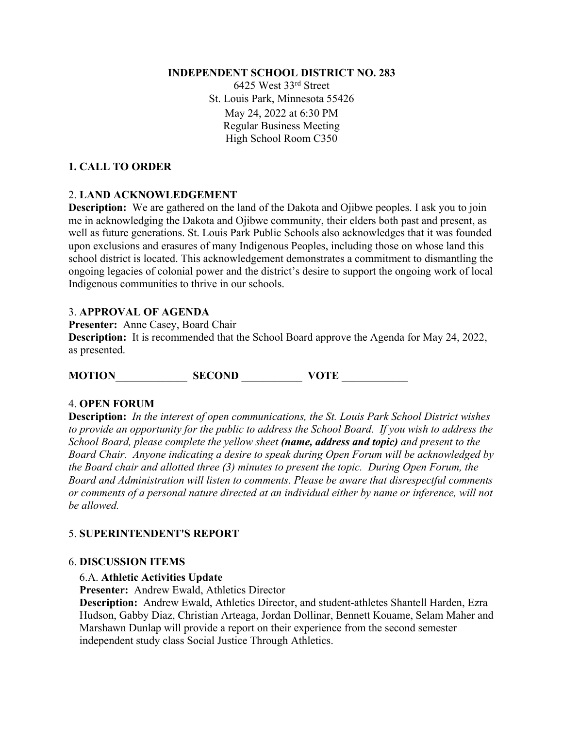**INDEPENDENT SCHOOL DISTRICT NO. 283**

6425 West 33rd Street
St. Louis Park, Minnesota 55426
May 24, 2022 at 6:30 PM
Regular Business Meeting
High School Room C350

## 1. CALL TO ORDER

## 2. LAND ACKNOWLEDGEMENT

**Description:** We are gathered on the land of the Dakota and Ojibwe peoples. I ask you to join me in acknowledging the Dakota and Ojibwe community, their elders both past and present, as well as future generations. St. Louis Park Public Schools also acknowledges that it was founded upon exclusions and erasures of many Indigenous Peoples, including those on whose land this school district is located. This acknowledgement demonstrates a commitment to dismantling the ongoing legacies of colonial power and the district's desire to support the ongoing work of local Indigenous communities to thrive in our schools.

## 3. APPROVAL OF AGENDA

**Presenter:** Anne Casey, Board Chair
**Description:** It is recommended that the School Board approve the Agenda for May 24, 2022, as presented.

**MOTION**_____________ **SECOND** ___________ **VOTE** ____________

## 4. OPEN FORUM

**Description:** *In the interest of open communications, the St. Louis Park School District wishes to provide an opportunity for the public to address the School Board. If you wish to address the School Board, please complete the yellow sheet **(name, address and topic)** and present to the Board Chair. Anyone indicating a desire to speak during Open Forum will be acknowledged by the Board chair and allotted three (3) minutes to present the topic. During Open Forum, the Board and Administration will listen to comments. Please be aware that disrespectful comments or comments of a personal nature directed at an individual either by name or inference, will not be allowed.*

## 5. SUPERINTENDENT'S REPORT

## 6. DISCUSSION ITEMS

### 6.A. Athletic Activities Update

**Presenter:** Andrew Ewald, Athletics Director
**Description:** Andrew Ewald, Athletics Director, and student-athletes Shantell Harden, Ezra Hudson, Gabby Diaz, Christian Arteaga, Jordan Dollinar, Bennett Kouame, Selam Maher and Marshawn Dunlap will provide a report on their experience from the second semester independent study class Social Justice Through Athletics.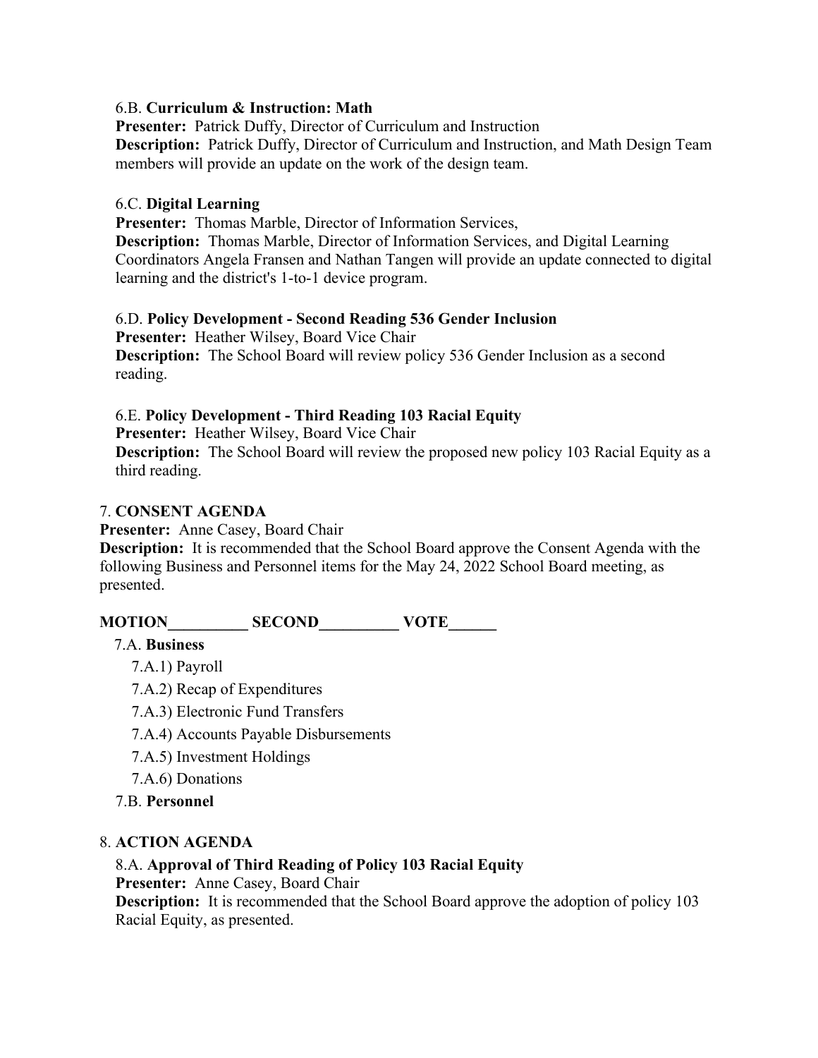6.B. **Curriculum & Instruction: Math**
**Presenter:** Patrick Duffy, Director of Curriculum and Instruction
**Description:** Patrick Duffy, Director of Curriculum and Instruction, and Math Design Team members will provide an update on the work of the design team.

6.C. **Digital Learning**
**Presenter:** Thomas Marble, Director of Information Services,
**Description:** Thomas Marble, Director of Information Services, and Digital Learning Coordinators Angela Fransen and Nathan Tangen will provide an update connected to digital learning and the district's 1-to-1 device program.

6.D. **Policy Development - Second Reading 536 Gender Inclusion**
**Presenter:** Heather Wilsey, Board Vice Chair
**Description:** The School Board will review policy 536 Gender Inclusion as a second reading.

6.E. **Policy Development - Third Reading 103 Racial Equity**
**Presenter:** Heather Wilsey, Board Vice Chair
**Description:** The School Board will review the proposed new policy 103 Racial Equity as a third reading.

7. **CONSENT AGENDA**
**Presenter:** Anne Casey, Board Chair
**Description:** It is recommended that the School Board approve the Consent Agenda with the following Business and Personnel items for the May 24, 2022 School Board meeting, as presented.

**MOTION__________ SECOND__________ VOTE______**

7.A. **Business**

7.A.1) Payroll

7.A.2) Recap of Expenditures

7.A.3) Electronic Fund Transfers

7.A.4) Accounts Payable Disbursements

7.A.5) Investment Holdings

7.A.6) Donations

7.B. **Personnel**

8. **ACTION AGENDA**

8.A. **Approval of Third Reading of Policy 103 Racial Equity**
**Presenter:** Anne Casey, Board Chair
**Description:** It is recommended that the School Board approve the adoption of policy 103 Racial Equity, as presented.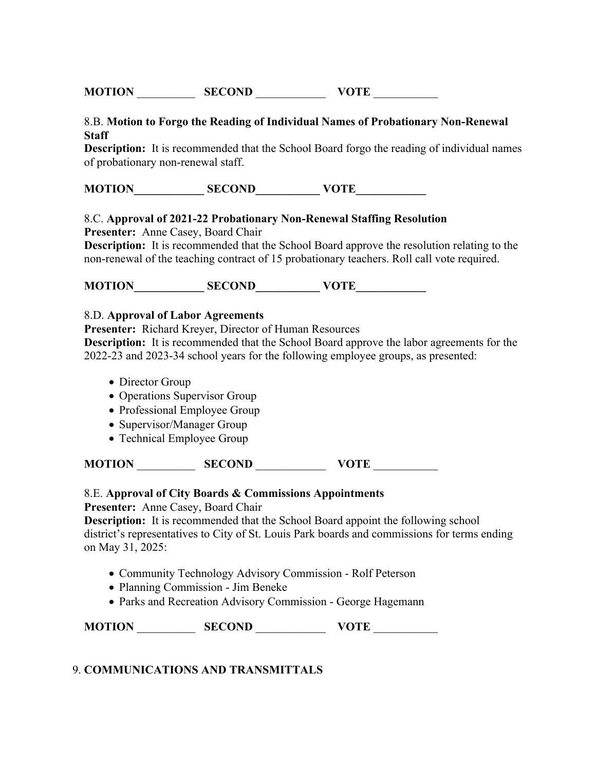**MOTION** __________ **SECOND** ____________ **VOTE** ___________

8.B. **Motion to Forgo the Reading of Individual Names of Probationary Non-Renewal Staff**
**Description:** It is recommended that the School Board forgo the reading of individual names of probationary non-renewal staff.

**MOTION____________ SECOND___________ VOTE____________**

8.C. **Approval of 2021-22 Probationary Non-Renewal Staffing Resolution**
**Presenter:** Anne Casey, Board Chair
**Description:** It is recommended that the School Board approve the resolution relating to the non-renewal of the teaching contract of 15 probationary teachers. Roll call vote required.

**MOTION____________ SECOND___________ VOTE____________**

8.D. **Approval of Labor Agreements**
**Presenter:** Richard Kreyer, Director of Human Resources
**Description:** It is recommended that the School Board approve the labor agreements for the 2022-23 and 2023-34 school years for the following employee groups, as presented:

- Director Group
- Operations Supervisor Group
- Professional Employee Group
- Supervisor/Manager Group
- Technical Employee Group

**MOTION** __________ **SECOND** ____________ **VOTE** ___________

8.E. **Approval of City Boards & Commissions Appointments**
**Presenter:** Anne Casey, Board Chair
**Description:** It is recommended that the School Board appoint the following school district's representatives to City of St. Louis Park boards and commissions for terms ending on May 31, 2025:

- Community Technology Advisory Commission - Rolf Peterson
- Planning Commission - Jim Beneke
- Parks and Recreation Advisory Commission - George Hagemann

**MOTION** __________ **SECOND** ____________ **VOTE** ___________

9. **COMMUNICATIONS AND TRANSMITTALS**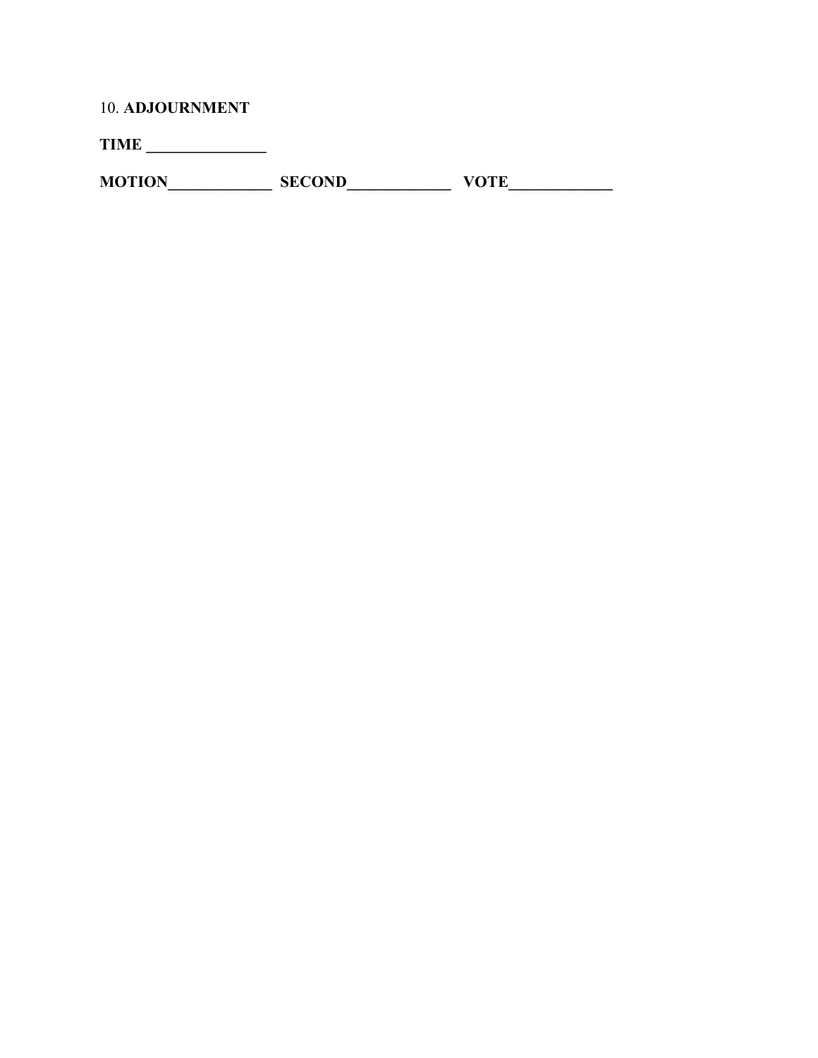10. **ADJOURNMENT**

**TIME _______________**

**MOTION_____________ SECOND_____________ VOTE_____________**